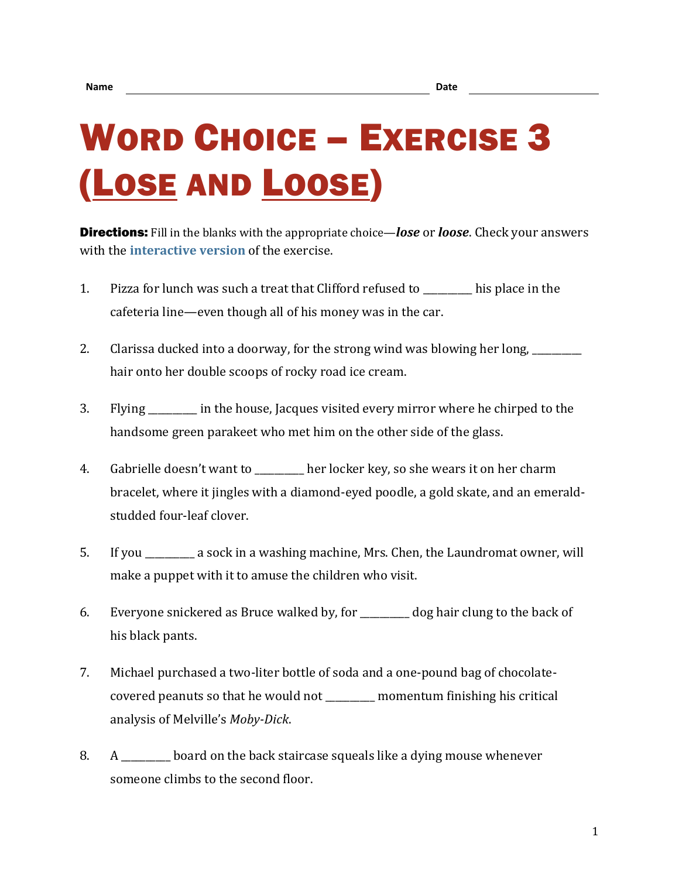Name ______________________________ Date ______________

# Word Choice – Exercise 3 (Lose and Loose)

**Directions:** Fill in the blanks with the appropriate choice—***lose*** or ***loose***. Check your answers with the interactive version of the exercise.

1. Pizza for lunch was such a treat that Clifford refused to _________ his place in the cafeteria line—even though all of his money was in the car.

2. Clarissa ducked into a doorway, for the strong wind was blowing her long, _________ hair onto her double scoops of rocky road ice cream.

3. Flying _________ in the house, Jacques visited every mirror where he chirped to the handsome green parakeet who met him on the other side of the glass.

4. Gabrielle doesn't want to _________ her locker key, so she wears it on her charm bracelet, where it jingles with a diamond-eyed poodle, a gold skate, and an emerald-studded four-leaf clover.

5. If you _________ a sock in a washing machine, Mrs. Chen, the Laundromat owner, will make a puppet with it to amuse the children who visit.

6. Everyone snickered as Bruce walked by, for _________ dog hair clung to the back of his black pants.

7. Michael purchased a two-liter bottle of soda and a one-pound bag of chocolate-covered peanuts so that he would not _________ momentum finishing his critical analysis of Melville's *Moby-Dick*.

8. A _________ board on the back staircase squeals like a dying mouse whenever someone climbs to the second floor.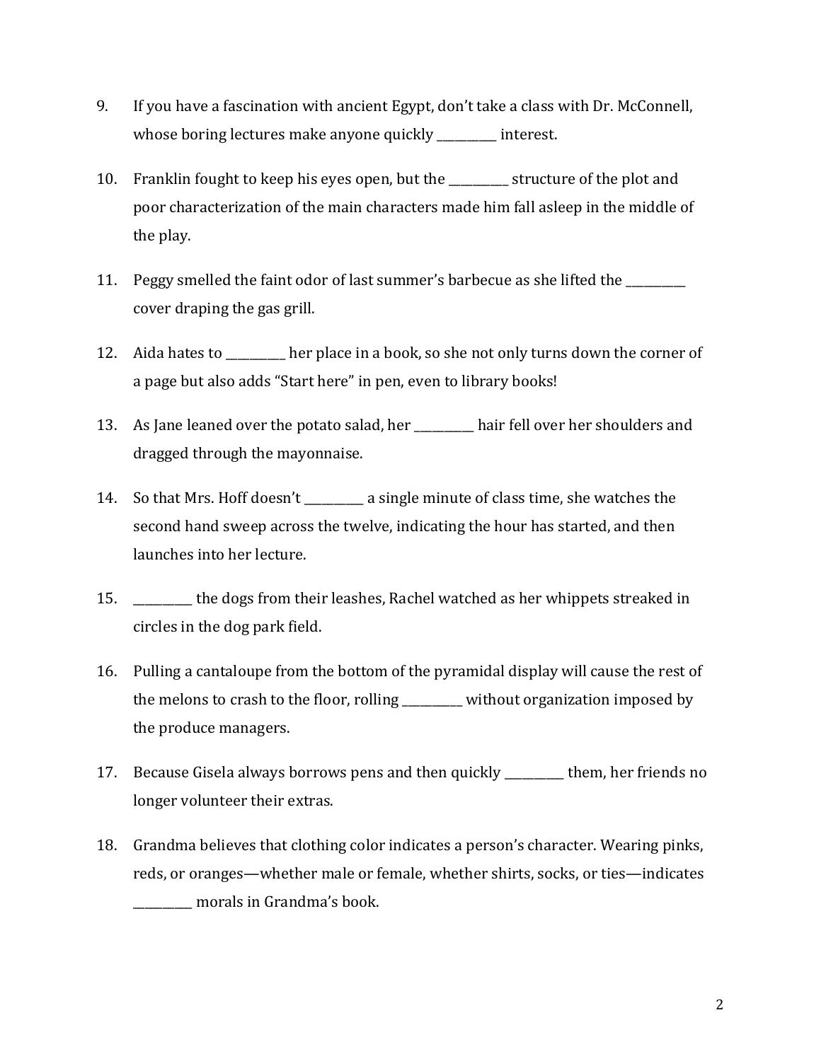9. If you have a fascination with ancient Egypt, don't take a class with Dr. McConnell, whose boring lectures make anyone quickly __________ interest.

10. Franklin fought to keep his eyes open, but the __________ structure of the plot and poor characterization of the main characters made him fall asleep in the middle of the play.

11. Peggy smelled the faint odor of last summer's barbecue as she lifted the __________ cover draping the gas grill.

12. Aida hates to __________ her place in a book, so she not only turns down the corner of a page but also adds "Start here" in pen, even to library books!

13. As Jane leaned over the potato salad, her __________ hair fell over her shoulders and dragged through the mayonnaise.

14. So that Mrs. Hoff doesn't __________ a single minute of class time, she watches the second hand sweep across the twelve, indicating the hour has started, and then launches into her lecture.

15. __________ the dogs from their leashes, Rachel watched as her whippets streaked in circles in the dog park field.

16. Pulling a cantaloupe from the bottom of the pyramidal display will cause the rest of the melons to crash to the floor, rolling __________ without organization imposed by the produce managers.

17. Because Gisela always borrows pens and then quickly __________ them, her friends no longer volunteer their extras.

18. Grandma believes that clothing color indicates a person's character. Wearing pinks, reds, or oranges—whether male or female, whether shirts, socks, or ties—indicates __________ morals in Grandma's book.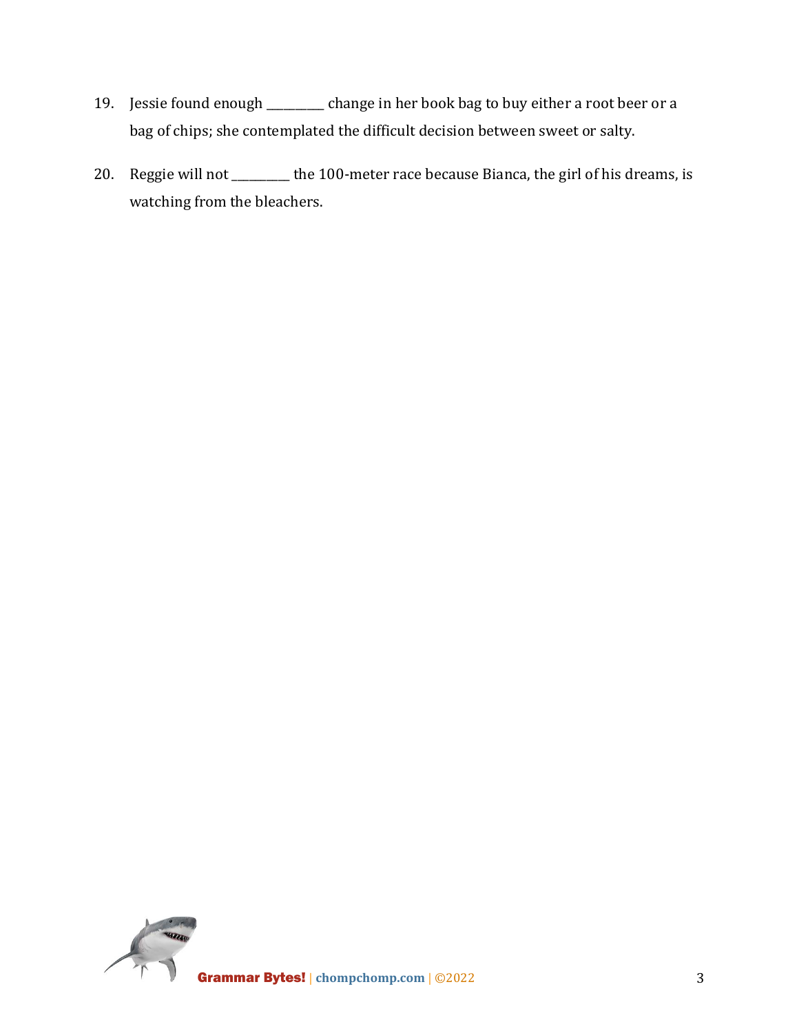19. Jessie found enough __________ change in her book bag to buy either a root beer or a bag of chips; she contemplated the difficult decision between sweet or salty.

20. Reggie will not __________ the 100-meter race because Bianca, the girl of his dreams, is watching from the bleachers.